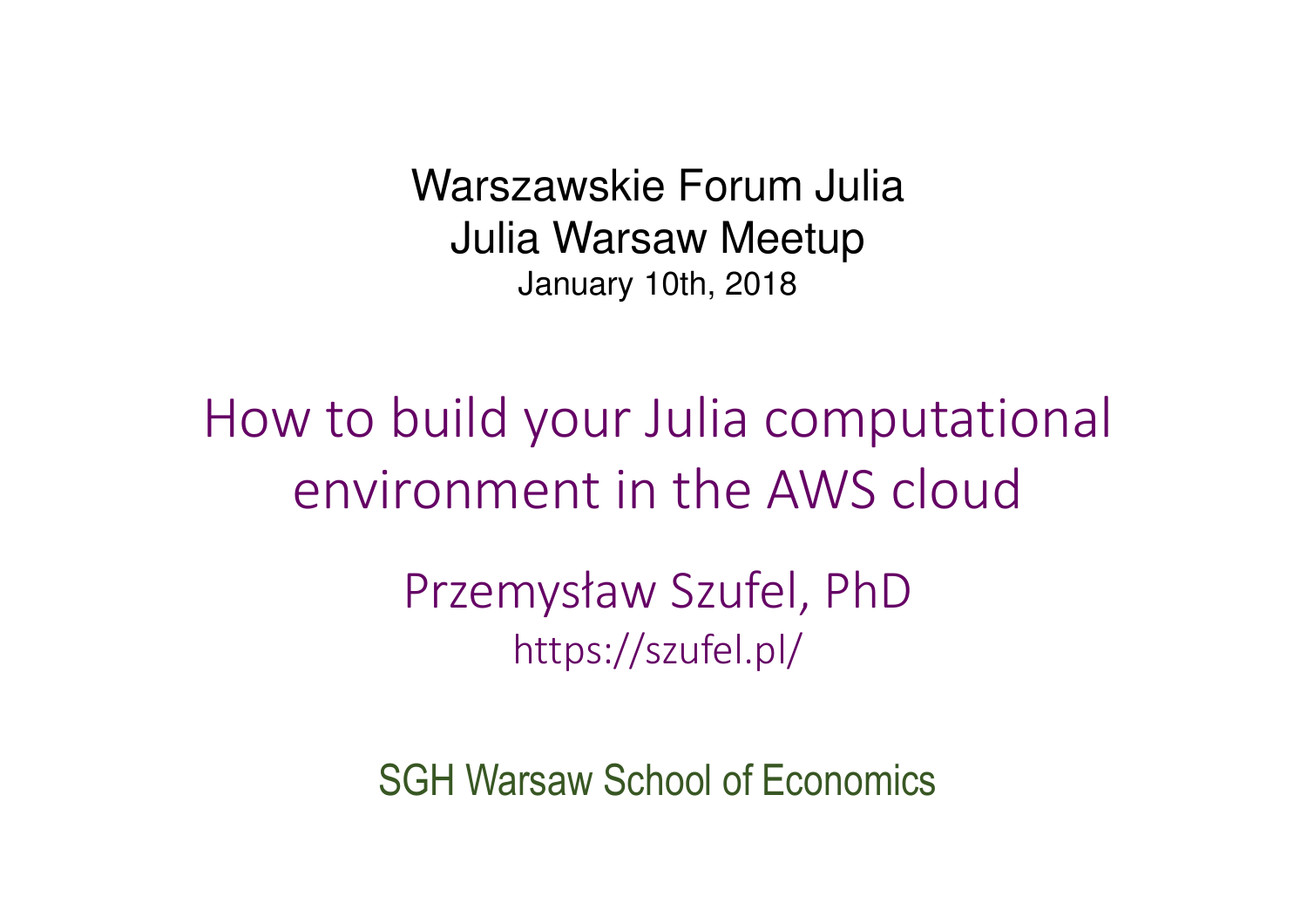Warszawskie Forum Julia
Julia Warsaw Meetup
January 10th, 2018

# How to build your Julia computational environment in the AWS cloud

Przemysław Szufel, PhD
https://szufel.pl/

SGH Warsaw School of Economics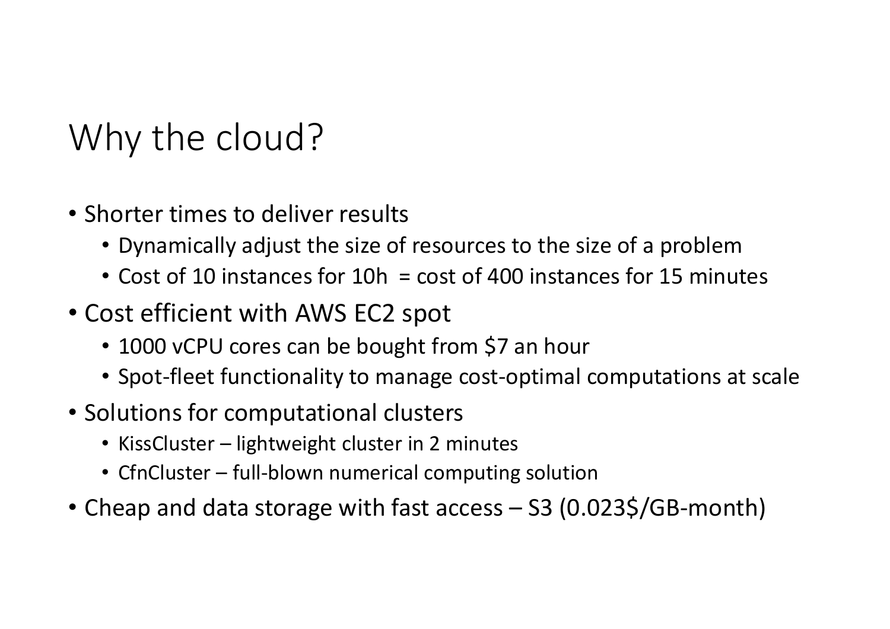# Why the cloud?

- Shorter times to deliver results
  - Dynamically adjust the size of resources to the size of a problem
  - Cost of 10 instances for 10h = cost of 400 instances for 15 minutes
- Cost efficient with AWS EC2 spot
  - 1000 vCPU cores can be bought from $7 an hour
  - Spot-fleet functionality to manage cost-optimal computations at scale
- Solutions for computational clusters
  - KissCluster – lightweight cluster in 2 minutes
  - CfnCluster – full-blown numerical computing solution
- Cheap and data storage with fast access – S3 (0.023$/GB-month)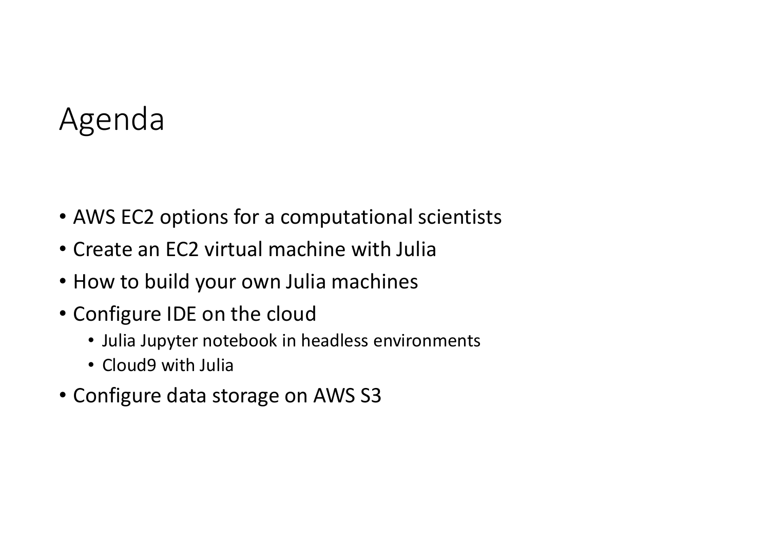# Agenda

- AWS EC2 options for a computational scientists
- Create an EC2 virtual machine with Julia
- How to build your own Julia machines
- Configure IDE on the cloud
  - Julia Jupyter notebook in headless environments
  - Cloud9 with Julia
- Configure data storage on AWS S3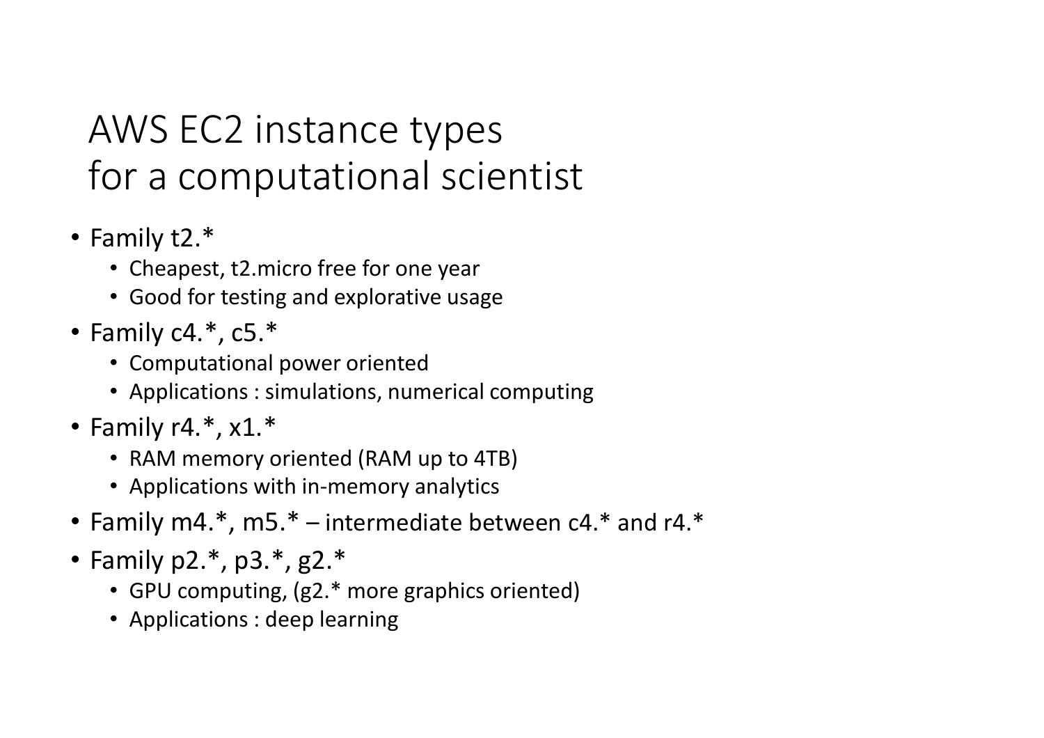# AWS EC2 instance types for a computational scientist

- Family t2.*
  - Cheapest, t2.micro free for one year
  - Good for testing and explorative usage
- Family c4.*, c5.*
  - Computational power oriented
  - Applications : simulations, numerical computing
- Family r4.*, x1.*
  - RAM memory oriented (RAM up to 4TB)
  - Applications with in-memory analytics
- Family m4.*, m5.* – intermediate between c4.* and r4.*
- Family p2.*, p3.*, g2.*
  - GPU computing, (g2.* more graphics oriented)
  - Applications : deep learning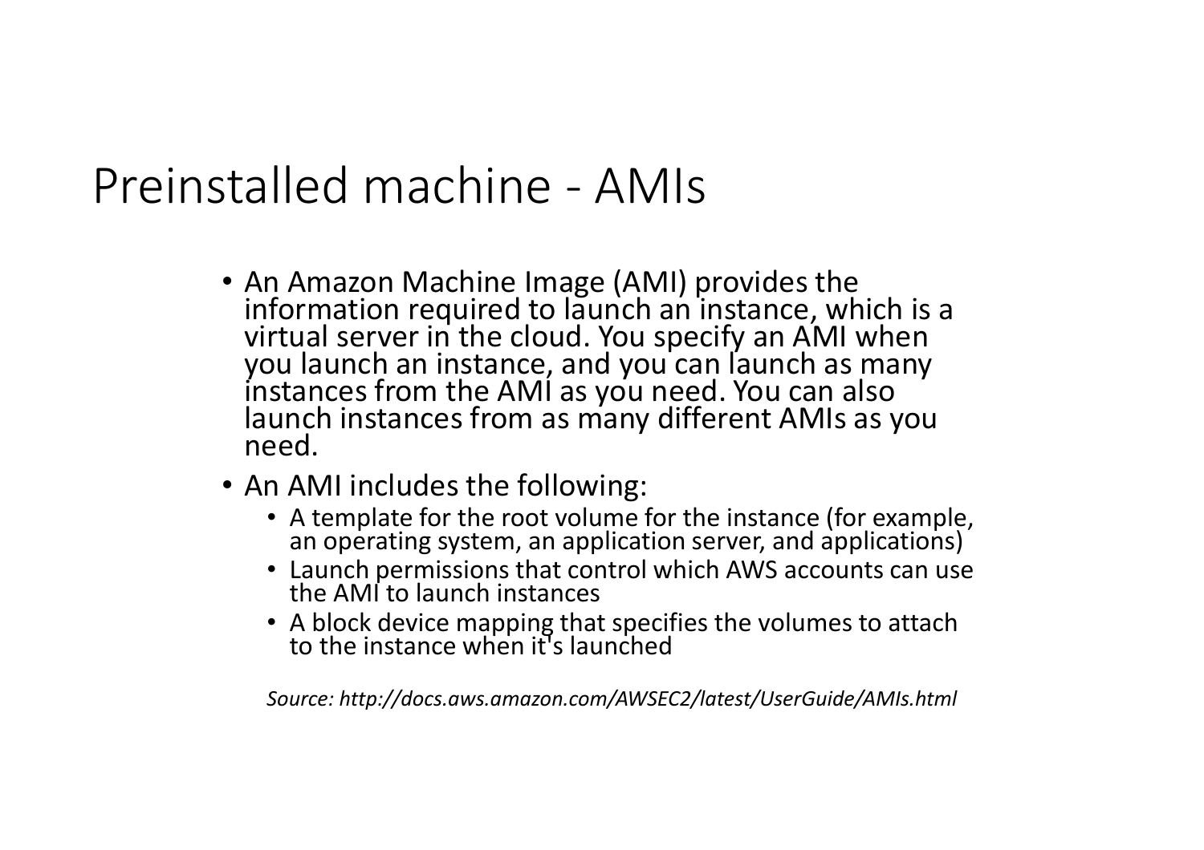# Preinstalled machine - AMIs

- An Amazon Machine Image (AMI) provides the information required to launch an instance, which is a virtual server in the cloud. You specify an AMI when you launch an instance, and you can launch as many instances from the AMI as you need. You can also launch instances from as many different AMIs as you need.
- An AMI includes the following:
  - A template for the root volume for the instance (for example, an operating system, an application server, and applications)
  - Launch permissions that control which AWS accounts can use the AMI to launch instances
  - A block device mapping that specifies the volumes to attach to the instance when it's launched

*Source: http://docs.aws.amazon.com/AWSEC2/latest/UserGuide/AMIs.html*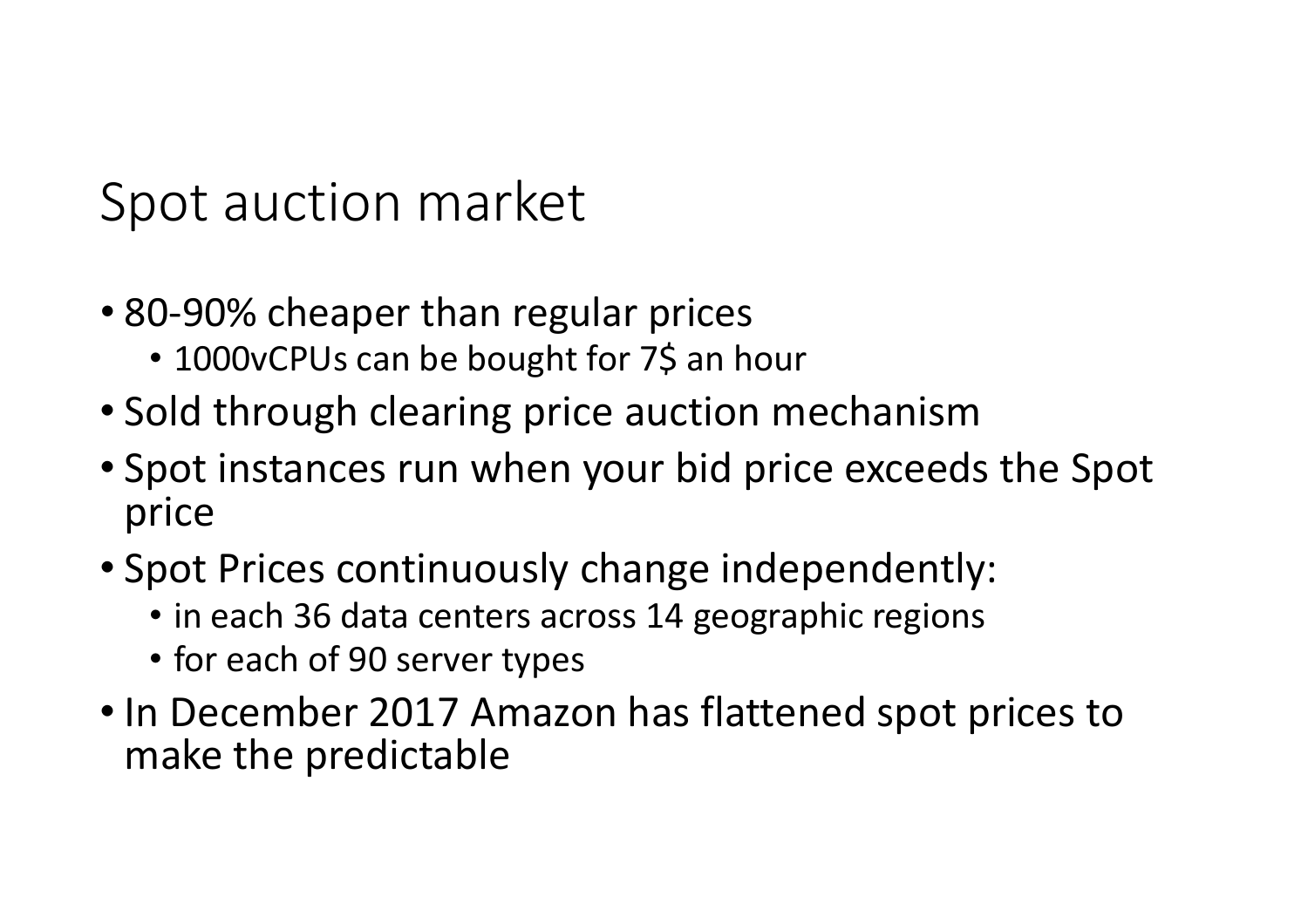# Spot auction market

- 80-90% cheaper than regular prices
  - 1000vCPUs can be bought for 7$ an hour
- Sold through clearing price auction mechanism
- Spot instances run when your bid price exceeds the Spot price
- Spot Prices continuously change independently:
  - in each 36 data centers across 14 geographic regions
  - for each of 90 server types
- In December 2017 Amazon has flattened spot prices to make the predictable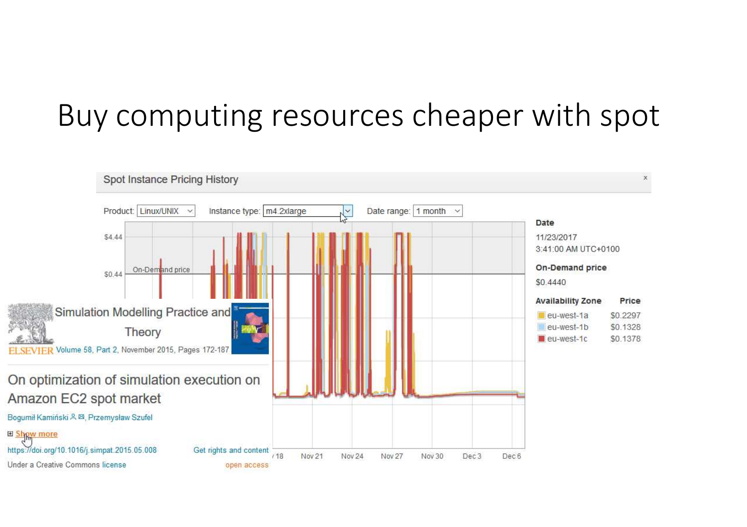# Buy computing resources cheaper with spot

Spot Instance Pricing History

Product: Linux/UNIX Instance type: m4.2xlarge Date range: 1 month

$4.44

$0.44 On-Demand price

Nov 18 Nov 21 Nov 24 Nov 27 Nov 30 Dec 3 Dec 6

**Date**

11/23/2017
3:41:00 AM UTC+0100

**On-Demand price**

$0.4440

| Availability Zone | Price |
| --- | --- |
| eu-west-1a | $0.2297 |
| eu-west-1b | $0.1328 |
| eu-west-1c | $0.1378 |

Simulation Modelling Practice and Theory

ELSEVIER Volume 58, Part 2, November 2015, Pages 172-187

On optimization of simulation execution on Amazon EC2 spot market

Bogumił Kamiński, Przemysław Szufel

Show more

https://doi.org/10.1016/j.simpat.2015.05.008 Get rights and content

Under a Creative Commons license open access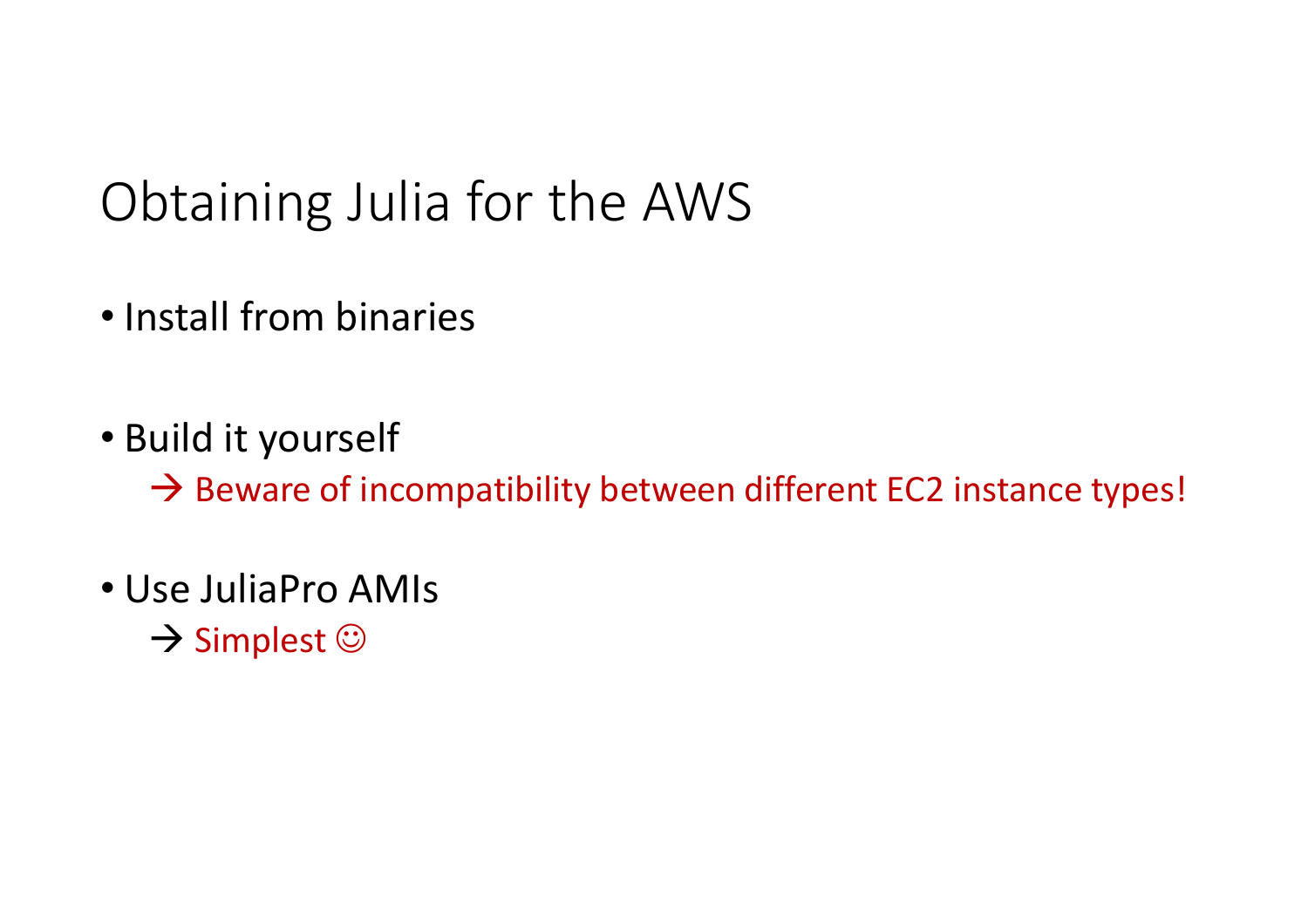# Obtaining Julia for the AWS

- Install from binaries
- Build it yourself
  → Beware of incompatibility between different EC2 instance types!
- Use JuliaPro AMIs
  → Simplest ☺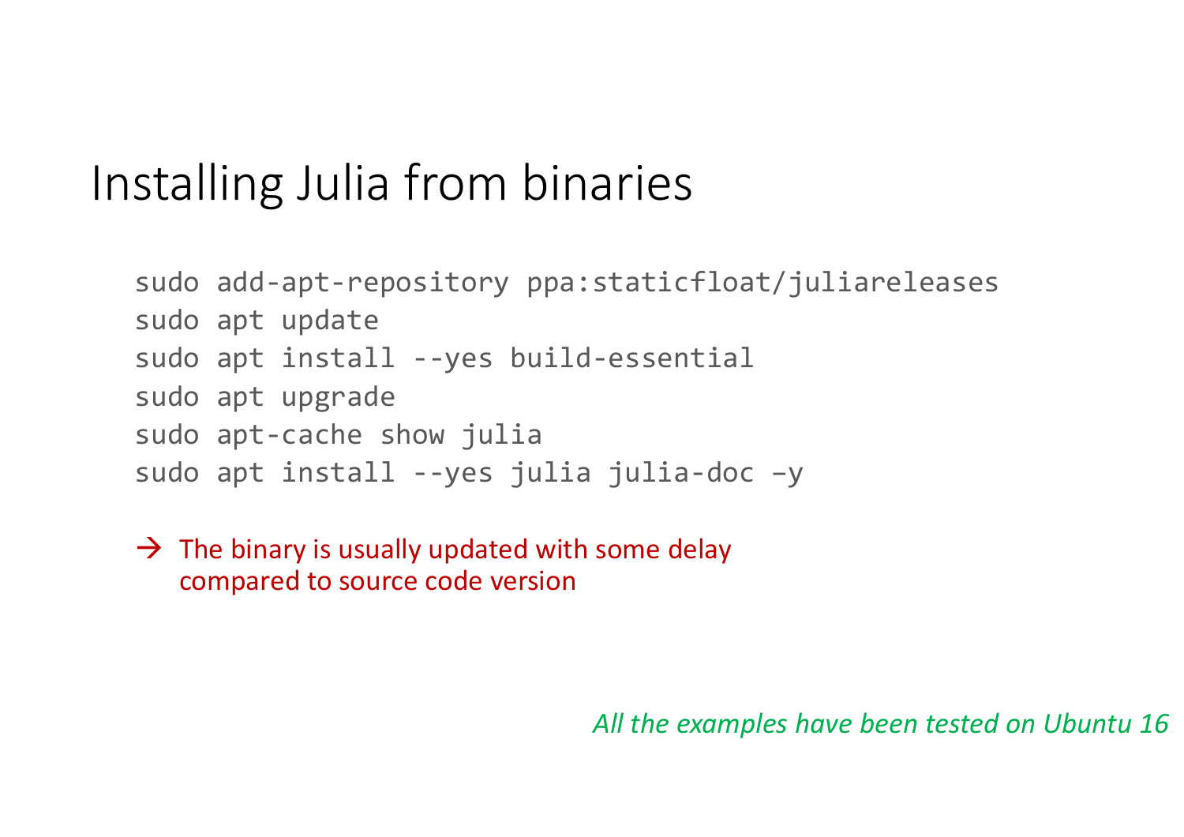# Installing Julia from binaries

```
sudo add-apt-repository ppa:staticfloat/juliareleases
sudo apt update
sudo apt install --yes build-essential
sudo apt upgrade
sudo apt-cache show julia
sudo apt install --yes julia julia-doc –y
```

→ The binary is usually updated with some delay compared to source code version

*All the examples have been tested on Ubuntu 16*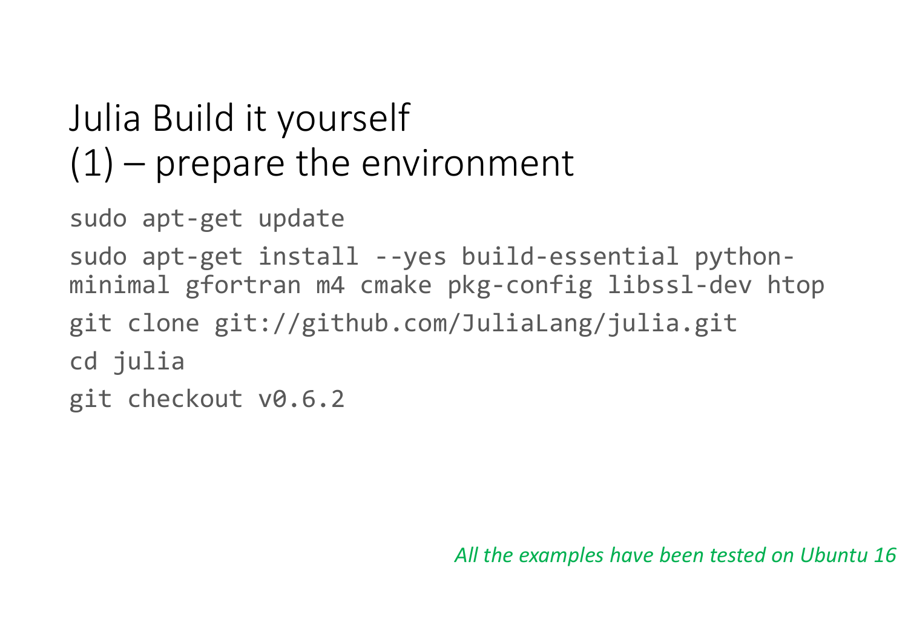# Julia Build it yourself (1) – prepare the environment

```
sudo apt-get update
sudo apt-get install --yes build-essential python-minimal gfortran m4 cmake pkg-config libssl-dev htop
git clone git://github.com/JuliaLang/julia.git
cd julia
git checkout v0.6.2
```

*All the examples have been tested on Ubuntu 16*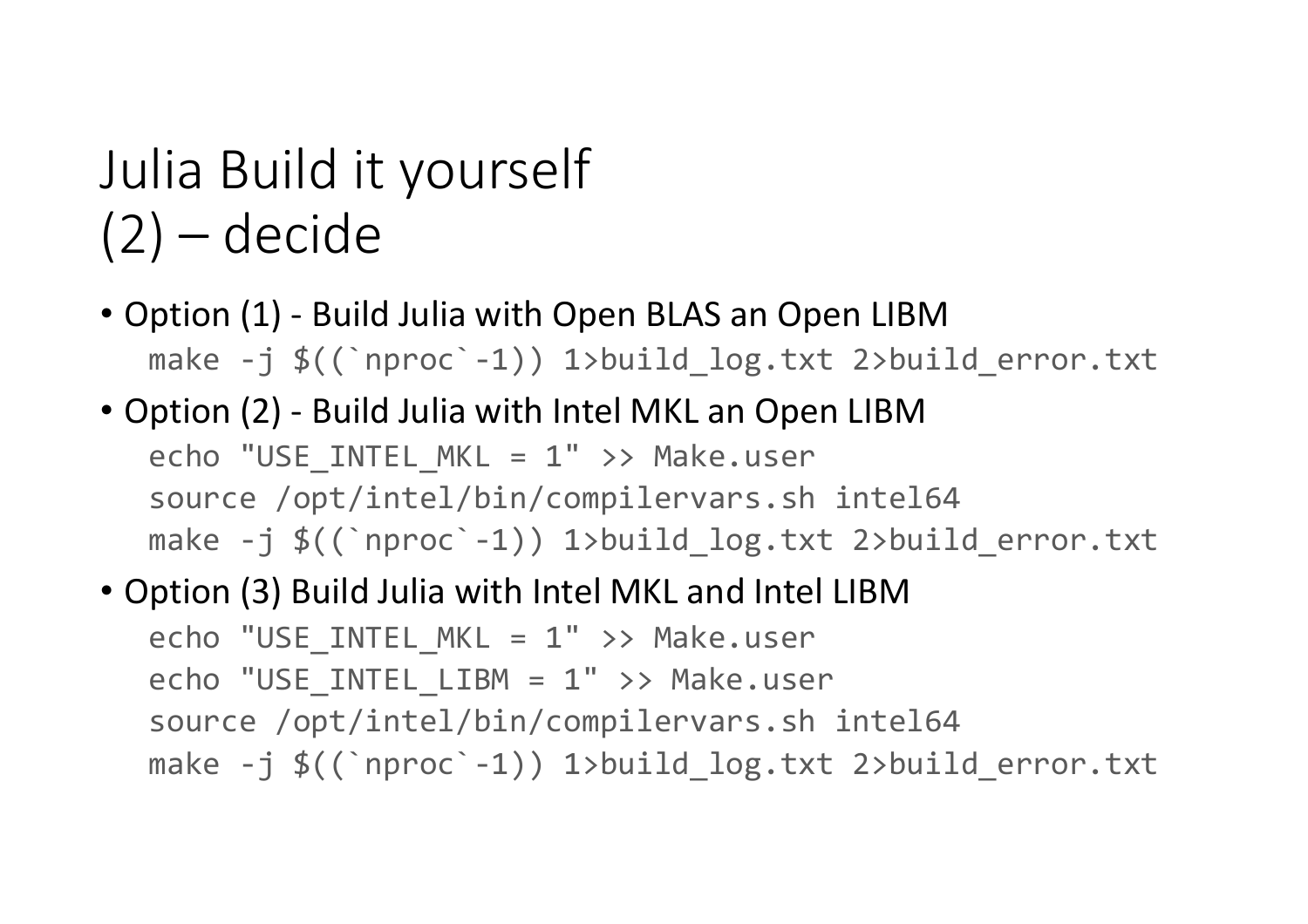# Julia Build it yourself (2) – decide

- Option (1) - Build Julia with Open BLAS an Open LIBM

```
make -j $((`nproc`-1)) 1>build_log.txt 2>build_error.txt
```

- Option (2) - Build Julia with Intel MKL an Open LIBM

```
echo "USE_INTEL_MKL = 1" >> Make.user
source /opt/intel/bin/compilervars.sh intel64
make -j $((`nproc`-1)) 1>build_log.txt 2>build_error.txt
```

- Option (3) Build Julia with Intel MKL and Intel LIBM

```
echo "USE_INTEL_MKL = 1" >> Make.user
echo "USE_INTEL_LIBM = 1" >> Make.user
source /opt/intel/bin/compilervars.sh intel64
make -j $((`nproc`-1)) 1>build_log.txt 2>build_error.txt
```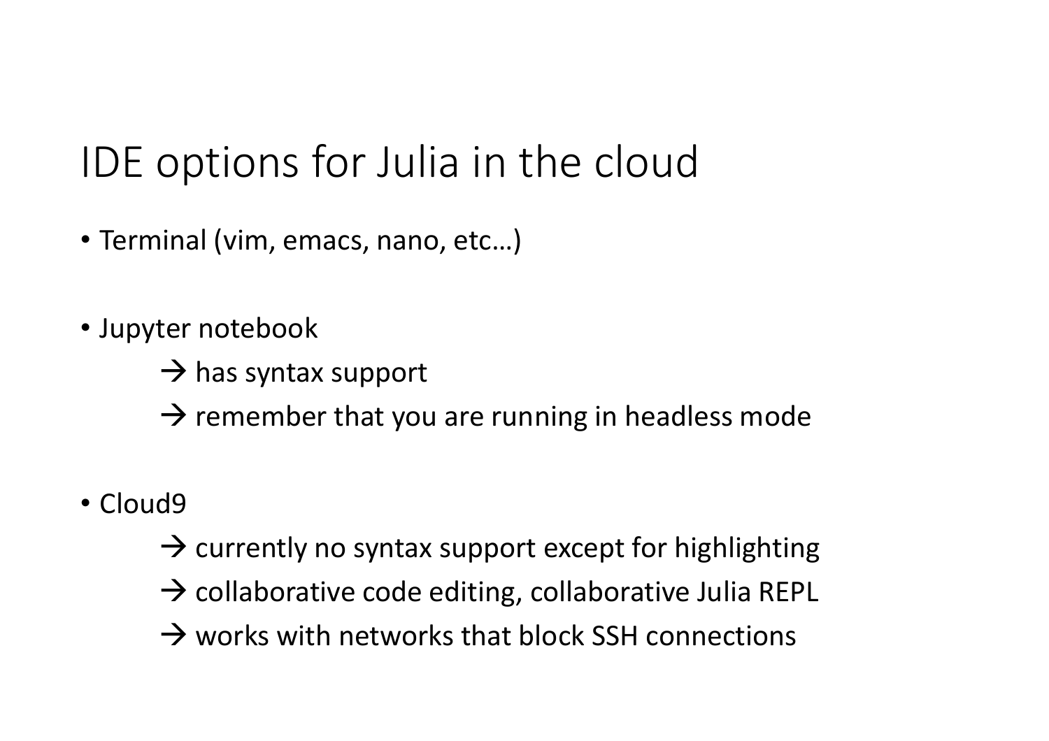# IDE options for Julia in the cloud

- Terminal (vim, emacs, nano, etc…)

- Jupyter notebook
  - → has syntax support
  - → remember that you are running in headless mode

- Cloud9
  - → currently no syntax support except for highlighting
  - → collaborative code editing, collaborative Julia REPL
  - → works with networks that block SSH connections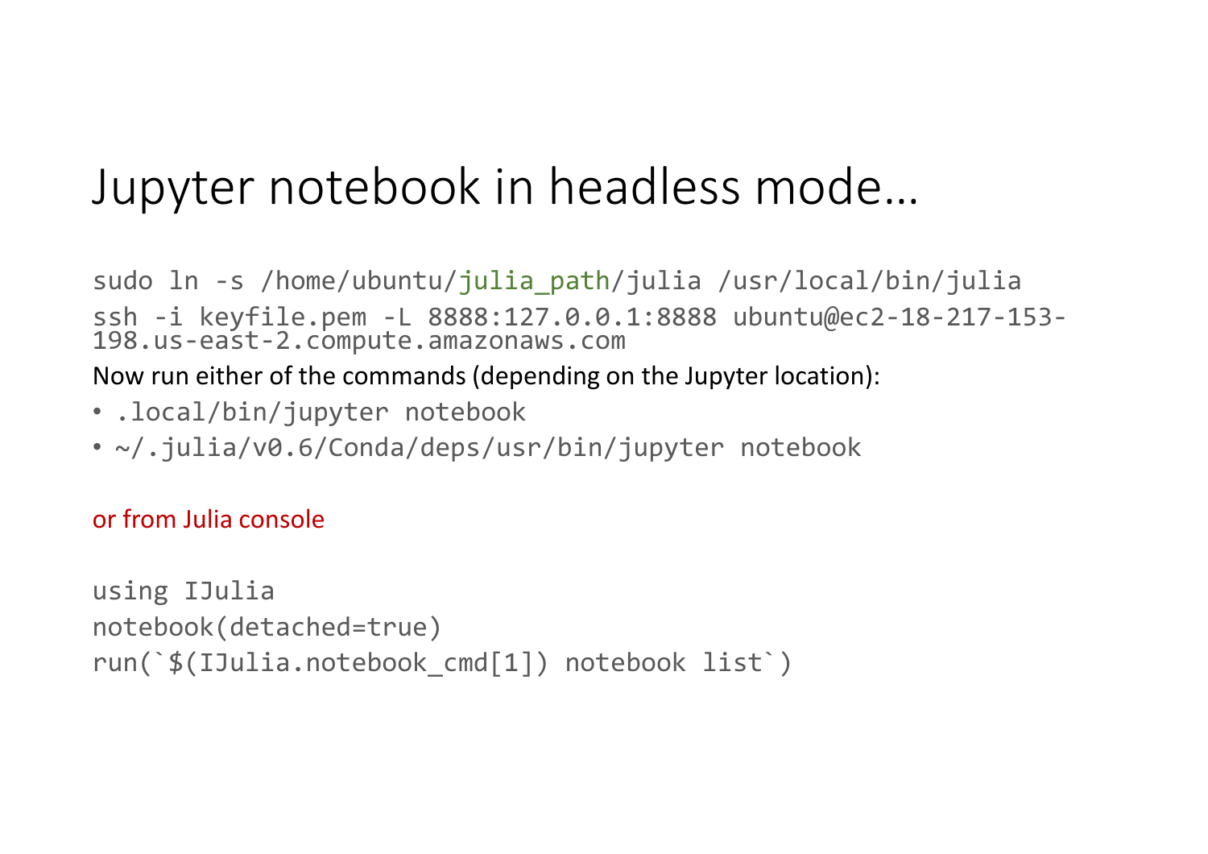# Jupyter notebook in headless mode…

```
sudo ln -s /home/ubuntu/julia_path/julia /usr/local/bin/julia
ssh -i keyfile.pem -L 8888:127.0.0.1:8888 ubuntu@ec2-18-217-153-198.us-east-2.compute.amazonaws.com
```

Now run either of the commands (depending on the Jupyter location):

- `.local/bin/jupyter notebook`
- `~/.julia/v0.6/Conda/deps/usr/bin/jupyter notebook`

or from Julia console

```
using IJulia
notebook(detached=true)
run(`$(IJulia.notebook_cmd[1]) notebook list`)
```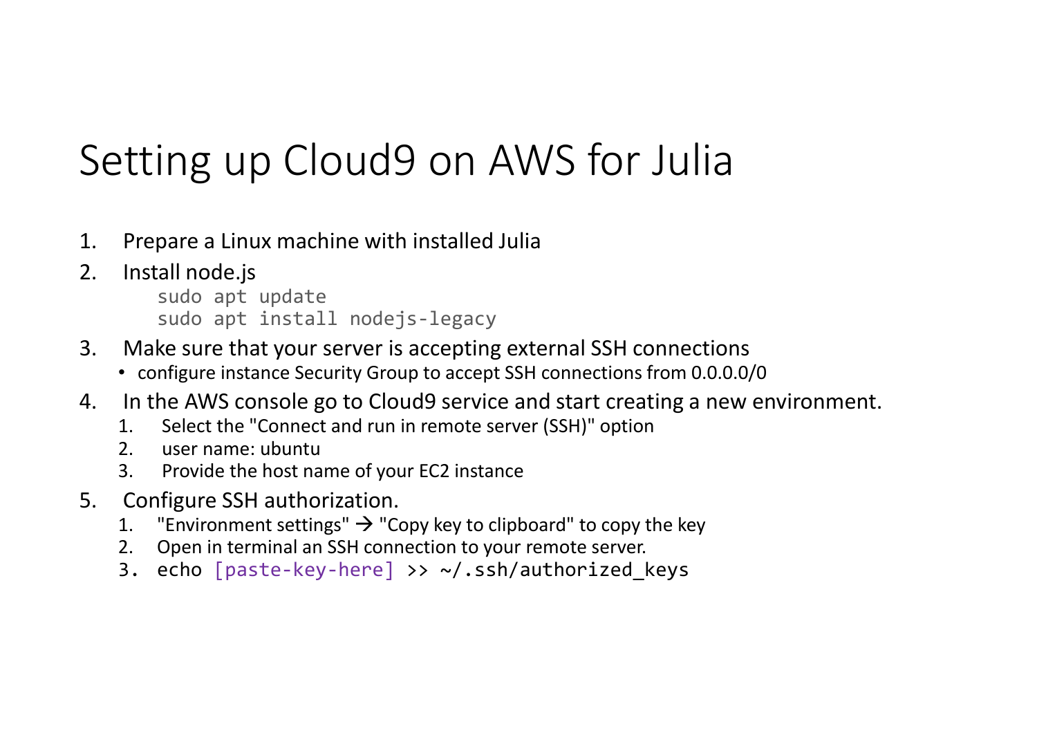# Setting up Cloud9 on AWS for Julia

1. Prepare a Linux machine with installed Julia
2. Install node.js
   ```
   sudo apt update
   sudo apt install nodejs-legacy
   ```
3. Make sure that your server is accepting external SSH connections
   - configure instance Security Group to accept SSH connections from 0.0.0.0/0
4. In the AWS console go to Cloud9 service and start creating a new environment.
   1. Select the "Connect and run in remote server (SSH)" option
   2. user name: ubuntu
   3. Provide the host name of your EC2 instance
5. Configure SSH authorization.
   1. "Environment settings" → "Copy key to clipboard" to copy the key
   2. Open in terminal an SSH connection to your remote server.
   3. `echo [paste-key-here] >> ~/.ssh/authorized_keys`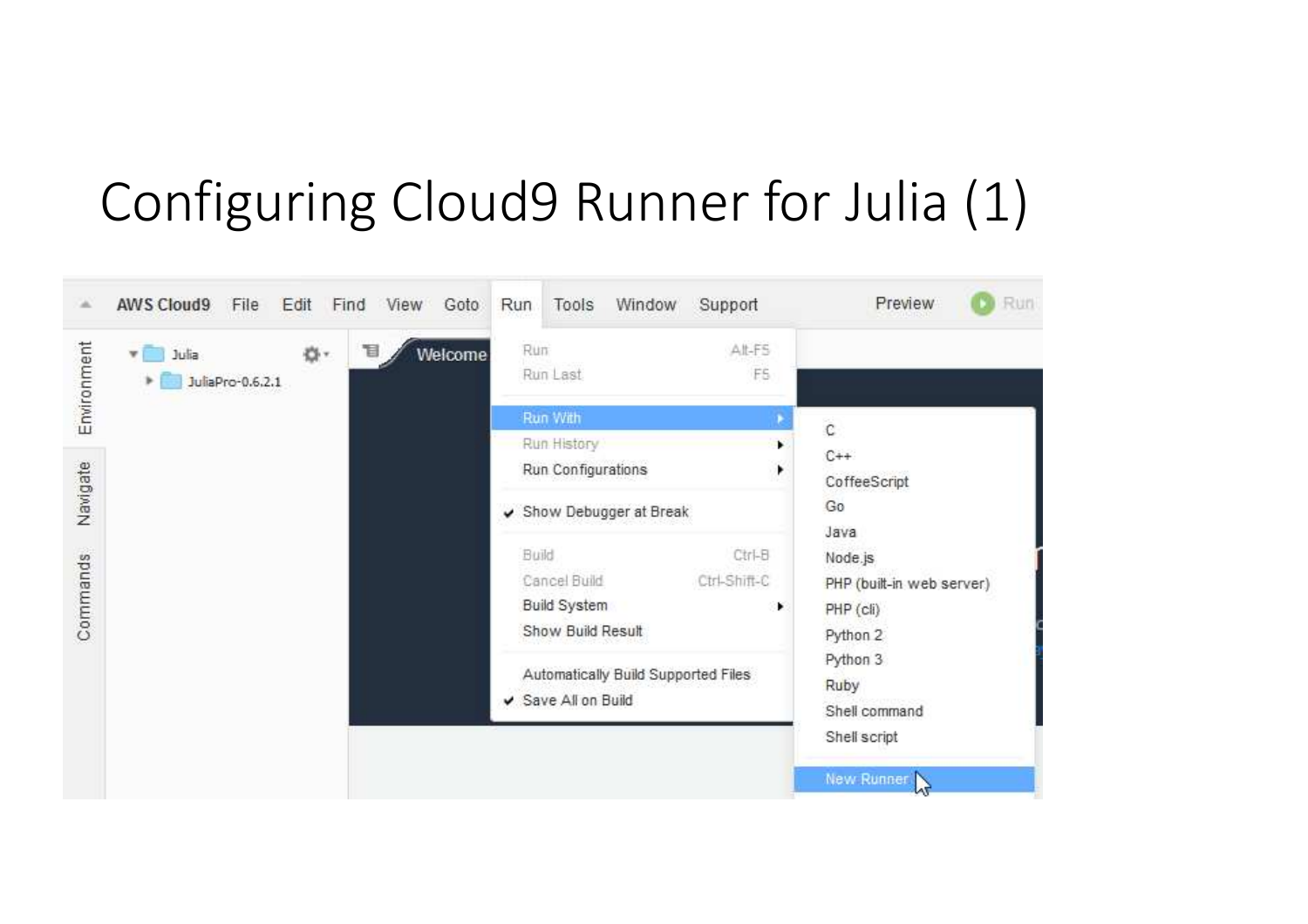# Configuring Cloud9 Runner for Julia (1)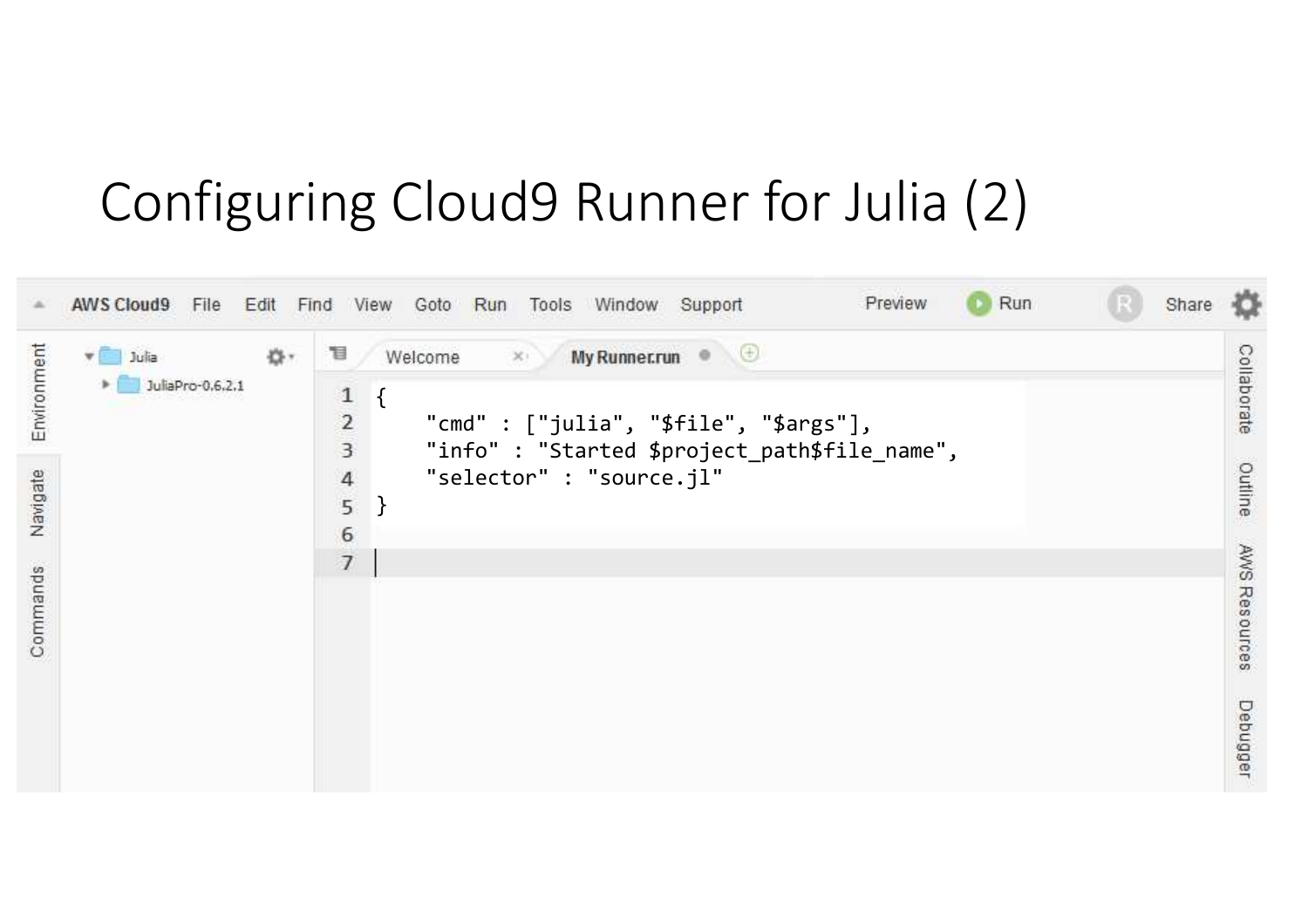# Configuring Cloud9 Runner for Julia (2)

```
{
    "cmd" : ["julia", "$file", "$args"],
    "info" : "Started $project_path$file_name",
    "selector" : "source.jl"
}
```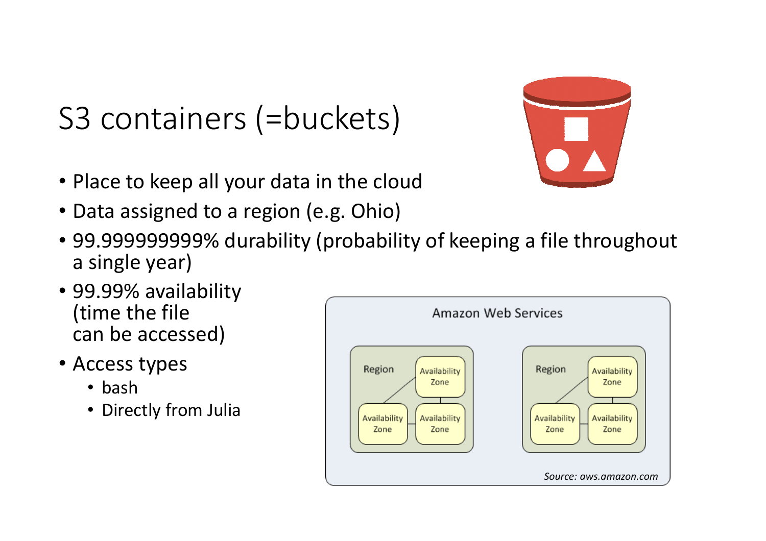# S3 containers (=buckets)

- Place to keep all your data in the cloud
- Data assigned to a region (e.g. Ohio)
- 99.999999999% durability (probability of keeping a file throughout a single year)
- 99.99% availability (time the file can be accessed)
- Access types
  - bash
  - Directly from Julia

Amazon Web Services

Region — Availability Zone, Availability Zone, Availability Zone

Region — Availability Zone, Availability Zone, Availability Zone

*Source: aws.amazon.com*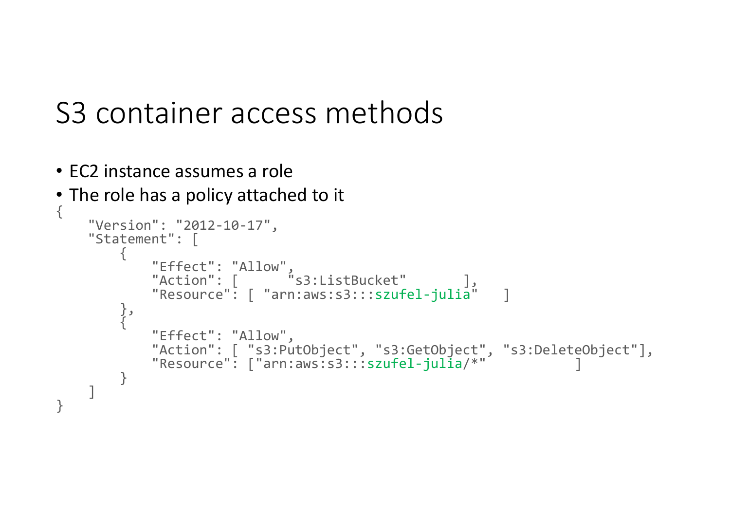# S3 container access methods

- EC2 instance assumes a role
- The role has a policy attached to it

```
{
    "Version": "2012-10-17",
    "Statement": [
        {
            "Effect": "Allow",
            "Action": [      "s3:ListBucket"       ],
            "Resource": [ "arn:aws:s3:::szufel-julia"   ]
        },
        {
            "Effect": "Allow",
            "Action": [ "s3:PutObject", "s3:GetObject", "s3:DeleteObject"],
            "Resource": ["arn:aws:s3:::szufel-julia/*"           ]
        }
    ]
}
```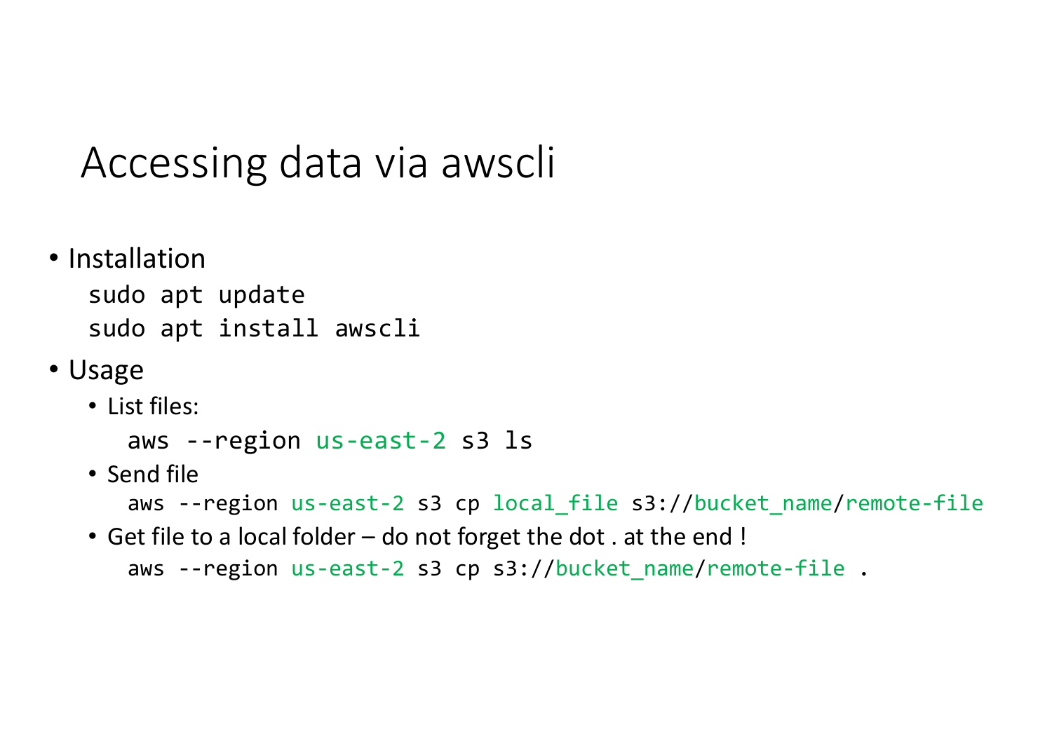# Accessing data via awscli

- Installation

```
sudo apt update
sudo apt install awscli
```

- Usage
  - List files:

    ```
    aws --region us-east-2 s3 ls
    ```

  - Send file

    ```
    aws --region us-east-2 s3 cp local_file s3://bucket_name/remote-file
    ```

  - Get file to a local folder – do not forget the dot . at the end !

    ```
    aws --region us-east-2 s3 cp s3://bucket_name/remote-file .
    ```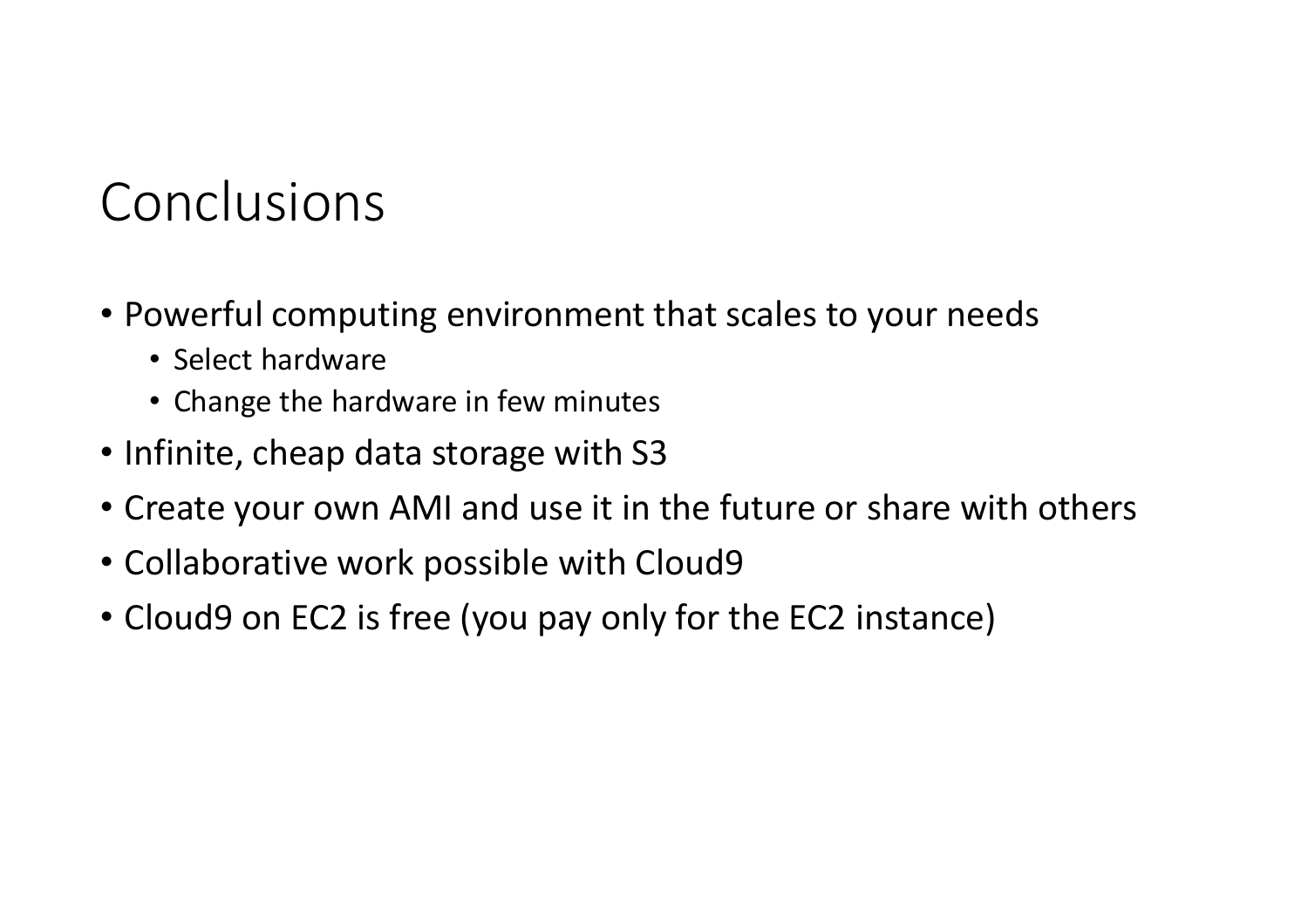# Conclusions

- Powerful computing environment that scales to your needs
  - Select hardware
  - Change the hardware in few minutes
- Infinite, cheap data storage with S3
- Create your own AMI and use it in the future or share with others
- Collaborative work possible with Cloud9
- Cloud9 on EC2 is free (you pay only for the EC2 instance)